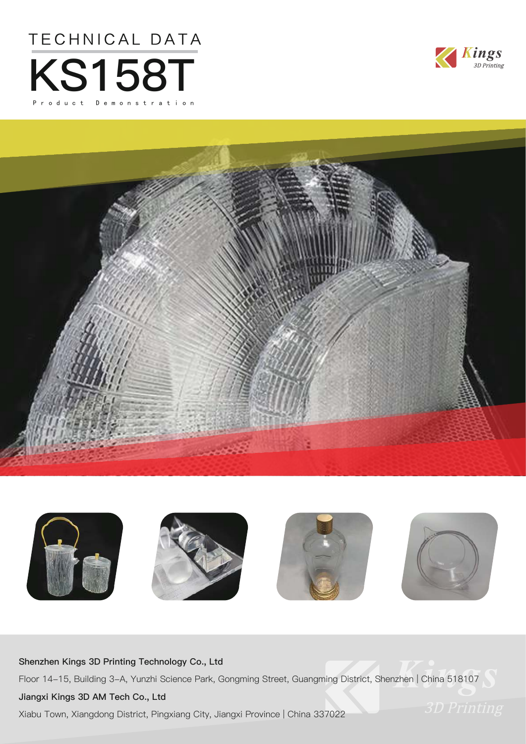TECHNICAL DATA

# KS158T

Product Demonstration

**Shenzhen Kings 3D Printing Technology Co., Ltd**

Floor 14–15, Building 3–A, Yunzhi Science Park, Gongming Street, Guangming District, Shenzhen | China 518107

**Jiangxi Kings 3D AM Tech Co., Ltd**

Xiabu Town, Xiangdong District, Pingxiang City, Jiangxi Province | China 337022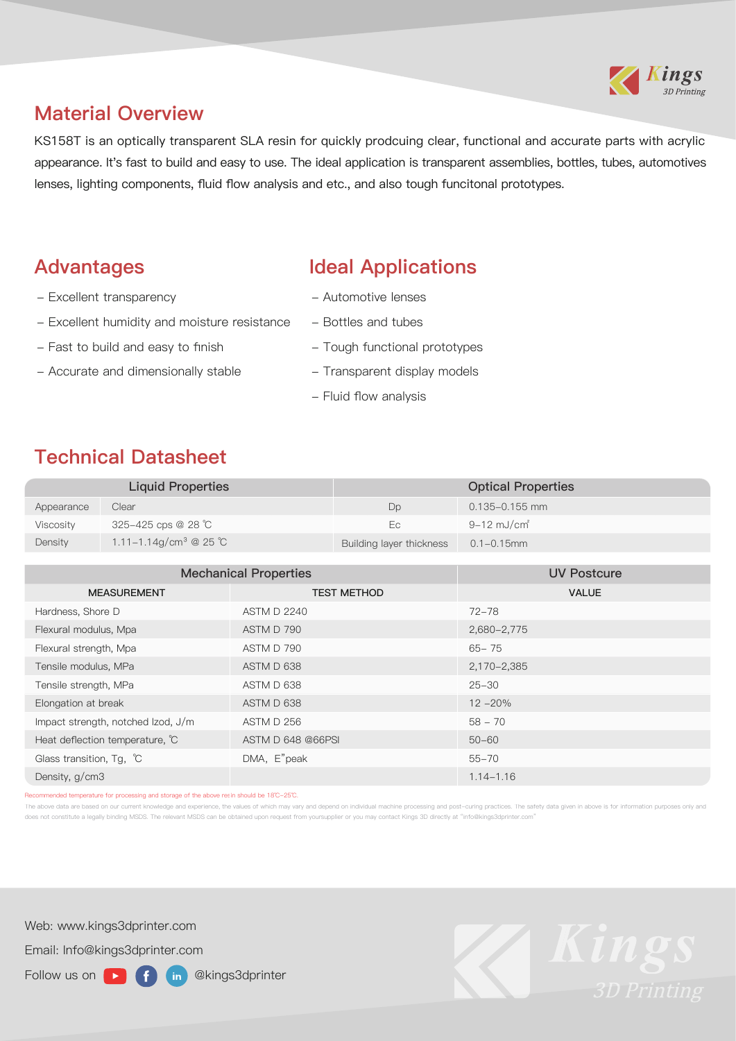## Material Overview

KS158T is an optically transparent SLA resin for quickly prodcuing clear, functional and accurate parts with acrylic appearance. It's fast to build and easy to use. The ideal application is transparent assemblies, bottles, tubes, automotives lenses, lighting components, fluid flow analysis and etc., and also tough funcitonal prototypes.

## Advantages

- Excellent transparency
- Excellent humidity and moisture resistance
- Fast to build and easy to finish
- Accurate and dimensionally stable

## Ideal Applications

- Automotive lenses
- Bottles and tubes
- Tough functional prototypes
- Transparent display models
- Fluid flow analysis

## Technical Datasheet

| Liquid Properties | | Optical Properties | |
|---|---|---|---|
| Appearance | Clear | Dp | 0.135–0.155 mm |
| Viscosity | 325–425 cps @ 28 ℃ | Ec | 9–12 mJ/cm² |
| Density | 1.11–1.14g/cm³ @ 25 ℃ | Building layer thickness | 0.1–0.15mm |

| Mechanical Properties | | UV Postcure |
|---|---|---|
| MEASUREMENT | TEST METHOD | VALUE |
| Hardness, Shore D | ASTM D 2240 | 72–78 |
| Flexural modulus, Mpa | ASTM D 790 | 2,680–2,775 |
| Flexural strength, Mpa | ASTM D 790 | 65– 75 |
| Tensile modulus, MPa | ASTM D 638 | 2,170–2,385 |
| Tensile strength, MPa | ASTM D 638 | 25–30 |
| Elongation at break | ASTM D 638 | 12 –20% |
| Impact strength, notched Izod, J/m | ASTM D 256 | 58 – 70 |
| Heat deflection temperature, ℃ | ASTM D 648 @66PSI | 50–60 |
| Glass transition, Tg, ℃ | DMA, E"peak | 55–70 |
| Density, g/cm3 | | 1.14–1.16 |

Recommended temperature for processing and storage of the above resin should be 18℃-25℃.

The above data are based on our current knowledge and experience, the values of which may vary and depend on individual machine processing and post-curing practices. The safety data given in above is for information purposes only and does not constitute a legally binding MSDS. The relevant MSDS can be obtained upon request from yoursupplier or you may contact Kings 3D directly at "info@kings3dprinter.com"

Web: www.kings3dprinter.com

Email: Info@kings3dprinter.com

Follow us on @kings3dprinter